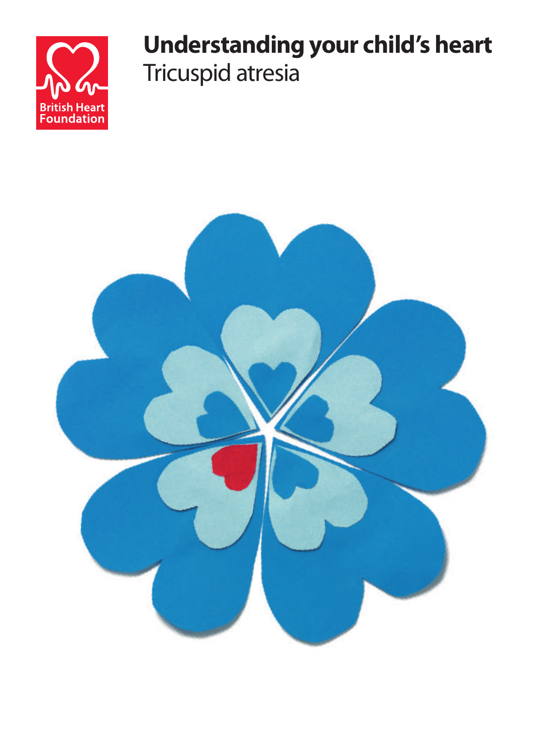British Heart Foundation

# Understanding your child's heart

## Tricuspid atresia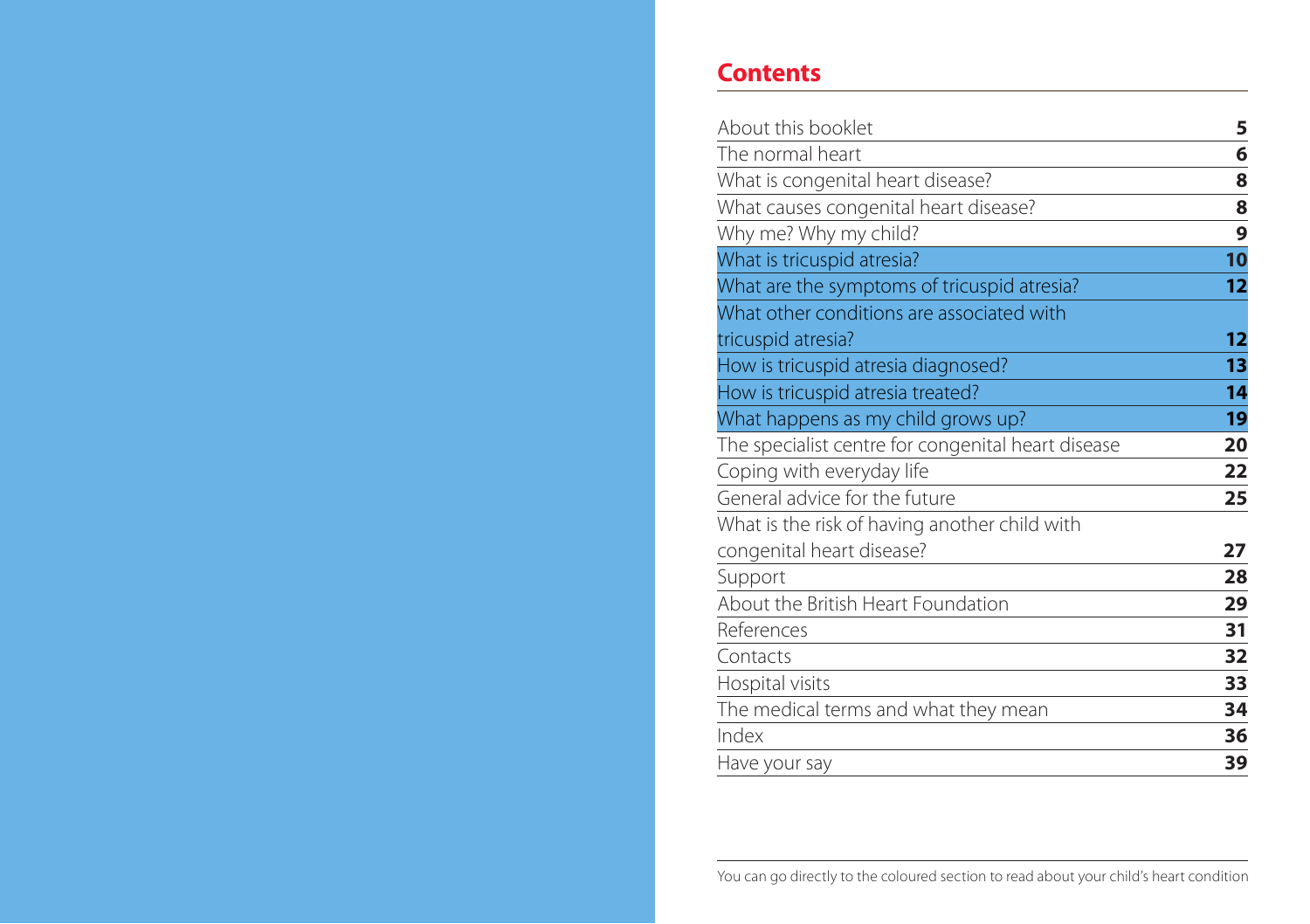## Contents

| | |
|---|---|
| About this booklet | **5** |
| The normal heart | **6** |
| What is congenital heart disease? | **8** |
| What causes congenital heart disease? | **8** |
| Why me? Why my child? | **9** |
| What is tricuspid atresia? | **10** |
| What are the symptoms of tricuspid atresia? | **12** |
| What other conditions are associated with tricuspid atresia? | **12** |
| How is tricuspid atresia diagnosed? | **13** |
| How is tricuspid atresia treated? | **14** |
| What happens as my child grows up? | **19** |
| The specialist centre for congenital heart disease | **20** |
| Coping with everyday life | **22** |
| General advice for the future | **25** |
| What is the risk of having another child with congenital heart disease? | **27** |
| Support | **28** |
| About the British Heart Foundation | **29** |
| References | **31** |
| Contacts | **32** |
| Hospital visits | **33** |
| The medical terms and what they mean | **34** |
| Index | **36** |
| Have your say | **39** |

You can go directly to the coloured section to read about your child's heart condition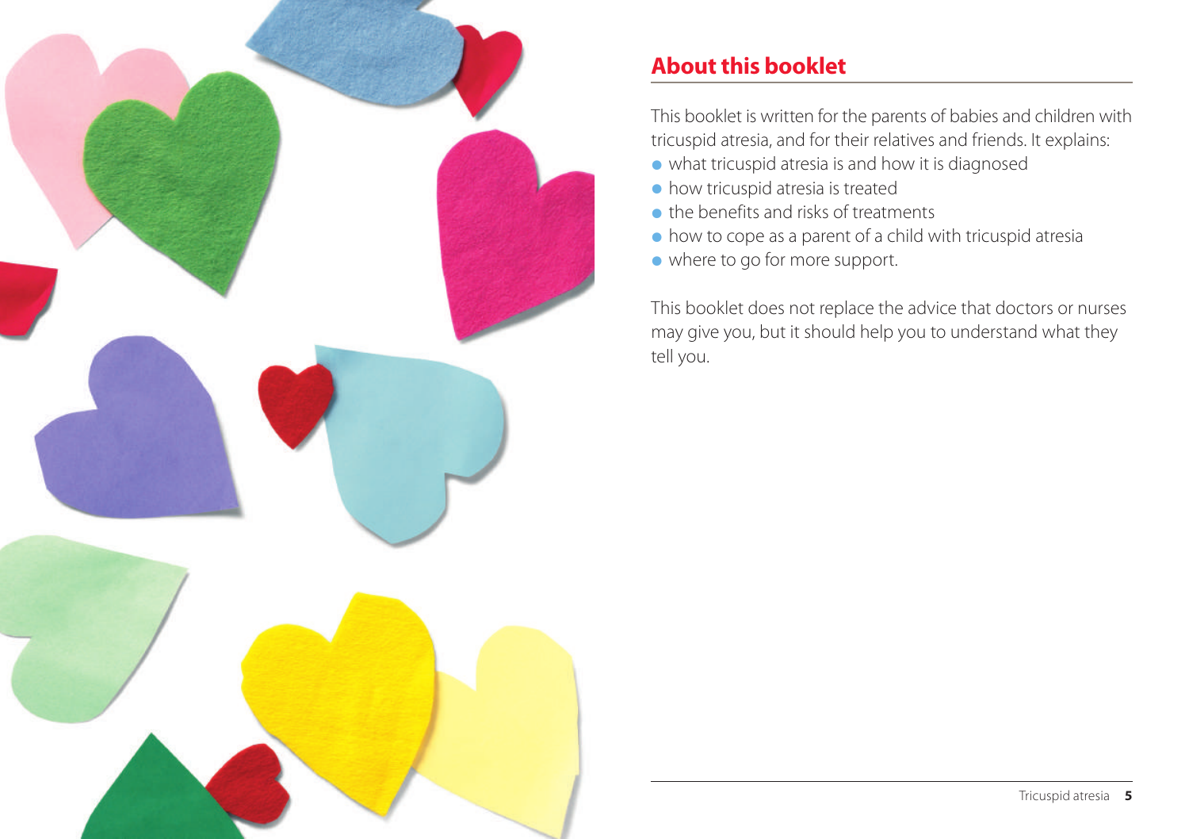## About this booklet

This booklet is written for the parents of babies and children with tricuspid atresia, and for their relatives and friends. It explains:

- what tricuspid atresia is and how it is diagnosed
- how tricuspid atresia is treated
- the benefits and risks of treatments
- how to cope as a parent of a child with tricuspid atresia
- where to go for more support.

This booklet does not replace the advice that doctors or nurses may give you, but it should help you to understand what they tell you.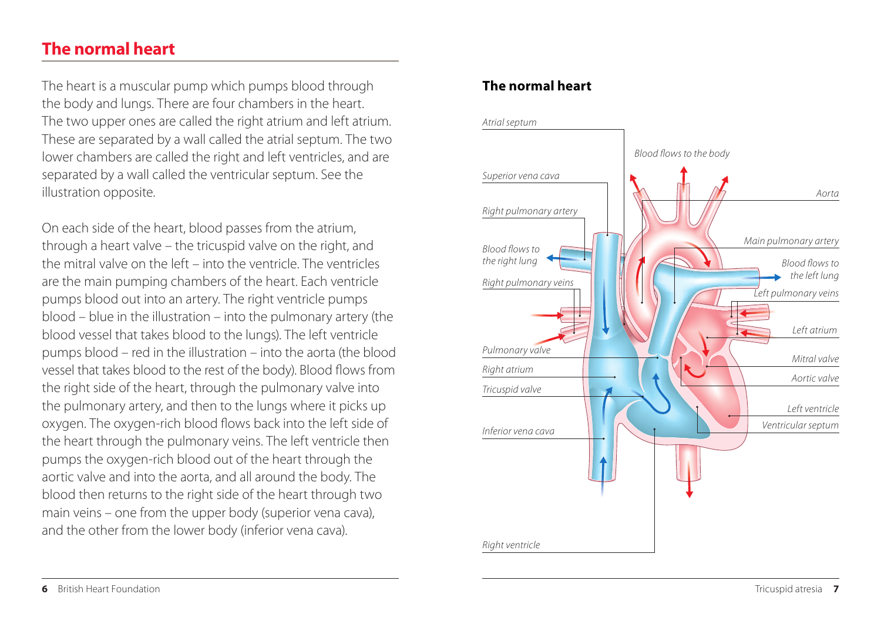## The normal heart

The heart is a muscular pump which pumps blood through the body and lungs. There are four chambers in the heart. The two upper ones are called the right atrium and left atrium. These are separated by a wall called the atrial septum. The two lower chambers are called the right and left ventricles, and are separated by a wall called the ventricular septum. See the illustration opposite.

On each side of the heart, blood passes from the atrium, through a heart valve – the tricuspid valve on the right, and the mitral valve on the left – into the ventricle. The ventricles are the main pumping chambers of the heart. Each ventricle pumps blood out into an artery. The right ventricle pumps blood – blue in the illustration – into the pulmonary artery (the blood vessel that takes blood to the lungs). The left ventricle pumps blood – red in the illustration – into the aorta (the blood vessel that takes blood to the rest of the body). Blood flows from the right side of the heart, through the pulmonary valve into the pulmonary artery, and then to the lungs where it picks up oxygen. The oxygen-rich blood flows back into the left side of the heart through the pulmonary veins. The left ventricle then pumps the oxygen-rich blood out of the heart through the aortic valve and into the aorta, and all around the body. The blood then returns to the right side of the heart through two main veins – one from the upper body (superior vena cava), and the other from the lower body (inferior vena cava).

**The normal heart**

*Atrial septum*

*Blood flows to the body*

*Superior vena cava*

*Aorta*

*Right pulmonary artery*

*Main pulmonary artery*

*Blood flows to the right lung*

*Blood flows to the left lung*

*Right pulmonary veins*

*Left pulmonary veins*

*Left atrium*

*Pulmonary valve*

*Mitral valve*

*Right atrium*

*Aortic valve*

*Tricuspid valve*

*Left ventricle*

*Ventricular septum*

*Inferior vena cava*

*Right ventricle*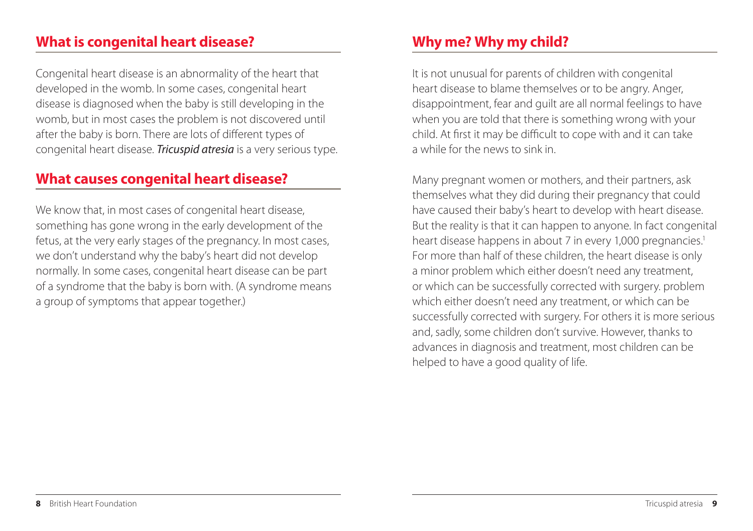## What is congenital heart disease?

Congenital heart disease is an abnormality of the heart that developed in the womb. In some cases, congenital heart disease is diagnosed when the baby is still developing in the womb, but in most cases the problem is not discovered until after the baby is born. There are lots of different types of congenital heart disease. ***Tricuspid atresia*** is a very serious type.

## What causes congenital heart disease?

We know that, in most cases of congenital heart disease, something has gone wrong in the early development of the fetus, at the very early stages of the pregnancy. In most cases, we don't understand why the baby's heart did not develop normally. In some cases, congenital heart disease can be part of a syndrome that the baby is born with. (A syndrome means a group of symptoms that appear together.)

## Why me? Why my child?

It is not unusual for parents of children with congenital heart disease to blame themselves or to be angry. Anger, disappointment, fear and guilt are all normal feelings to have when you are told that there is something wrong with your child. At first it may be difficult to cope with and it can take a while for the news to sink in.

Many pregnant women or mothers, and their partners, ask themselves what they did during their pregnancy that could have caused their baby's heart to develop with heart disease. But the reality is that it can happen to anyone. In fact congenital heart disease happens in about 7 in every 1,000 pregnancies.[1] For more than half of these children, the heart disease is only a minor problem which either doesn't need any treatment, or which can be successfully corrected with surgery. problem which either doesn't need any treatment, or which can be successfully corrected with surgery. For others it is more serious and, sadly, some children don't survive. However, thanks to advances in diagnosis and treatment, most children can be helped to have a good quality of life.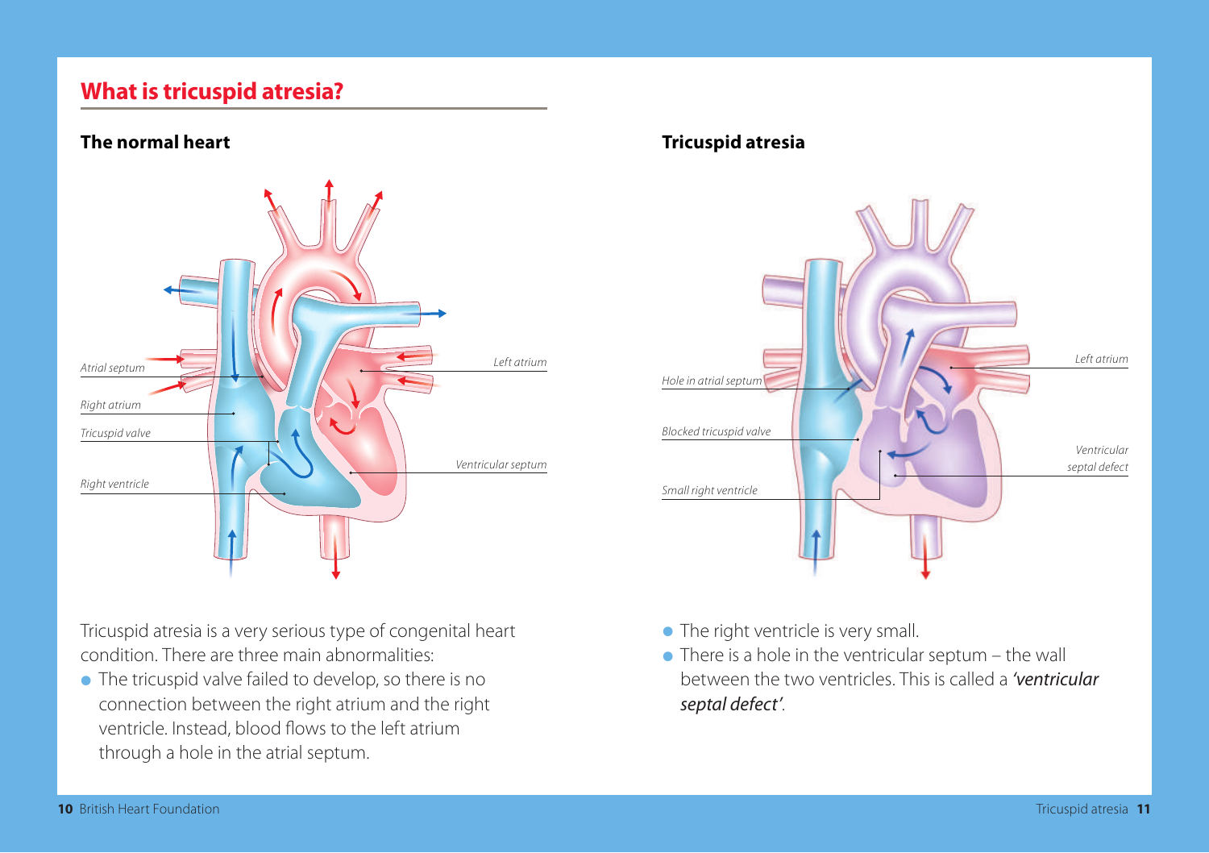## What is tricuspid atresia?

### The normal heart

Atrial septum

Right atrium

Tricuspid valve

Right ventricle

Left atrium

Ventricular septum

### Tricuspid atresia

Hole in atrial septum

Blocked tricuspid valve

Small right ventricle

Left atrium

Ventricular septal defect

Tricuspid atresia is a very serious type of congenital heart condition. There are three main abnormalities:

- The tricuspid valve failed to develop, so there is no connection between the right atrium and the right ventricle. Instead, blood flows to the left atrium through a hole in the atrial septum.
- The right ventricle is very small.
- There is a hole in the ventricular septum – the wall between the two ventricles. This is called a ***'ventricular septal defect'***.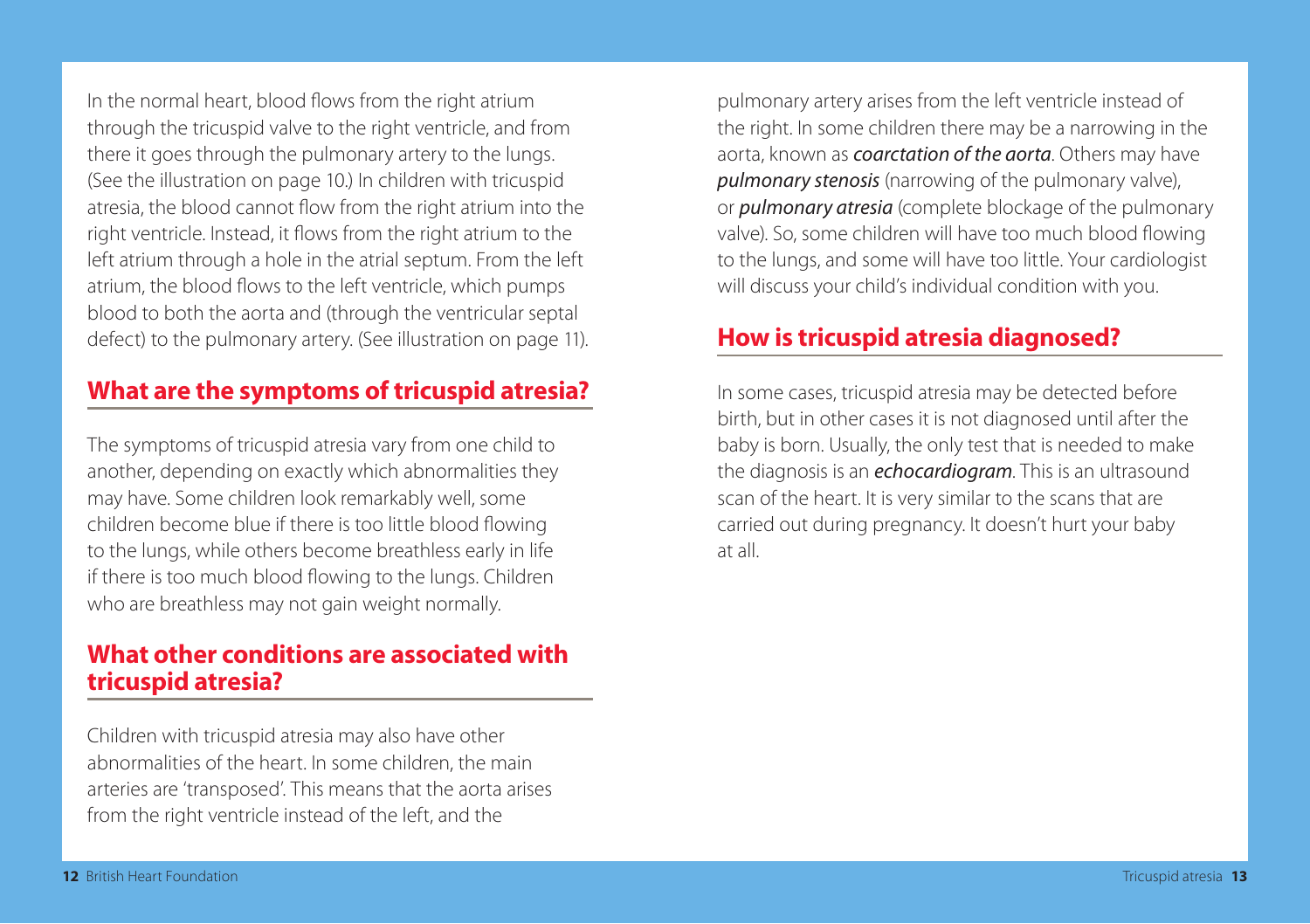In the normal heart, blood flows from the right atrium through the tricuspid valve to the right ventricle, and from there it goes through the pulmonary artery to the lungs. (See the illustration on page 10.) In children with tricuspid atresia, the blood cannot flow from the right atrium into the right ventricle. Instead, it flows from the right atrium to the left atrium through a hole in the atrial septum. From the left atrium, the blood flows to the left ventricle, which pumps blood to both the aorta and (through the ventricular septal defect) to the pulmonary artery. (See illustration on page 11).

## What are the symptoms of tricuspid atresia?

The symptoms of tricuspid atresia vary from one child to another, depending on exactly which abnormalities they may have. Some children look remarkably well, some children become blue if there is too little blood flowing to the lungs, while others become breathless early in life if there is too much blood flowing to the lungs. Children who are breathless may not gain weight normally.

## What other conditions are associated with tricuspid atresia?

Children with tricuspid atresia may also have other abnormalities of the heart. In some children, the main arteries are 'transposed'. This means that the aorta arises from the right ventricle instead of the left, and the pulmonary artery arises from the left ventricle instead of the right. In some children there may be a narrowing in the aorta, known as ***coarctation of the aorta***. Others may have ***pulmonary stenosis*** (narrowing of the pulmonary valve), or ***pulmonary atresia*** (complete blockage of the pulmonary valve). So, some children will have too much blood flowing to the lungs, and some will have too little. Your cardiologist will discuss your child's individual condition with you.

## How is tricuspid atresia diagnosed?

In some cases, tricuspid atresia may be detected before birth, but in other cases it is not diagnosed until after the baby is born. Usually, the only test that is needed to make the diagnosis is an ***echocardiogram***. This is an ultrasound scan of the heart. It is very similar to the scans that are carried out during pregnancy. It doesn't hurt your baby at all.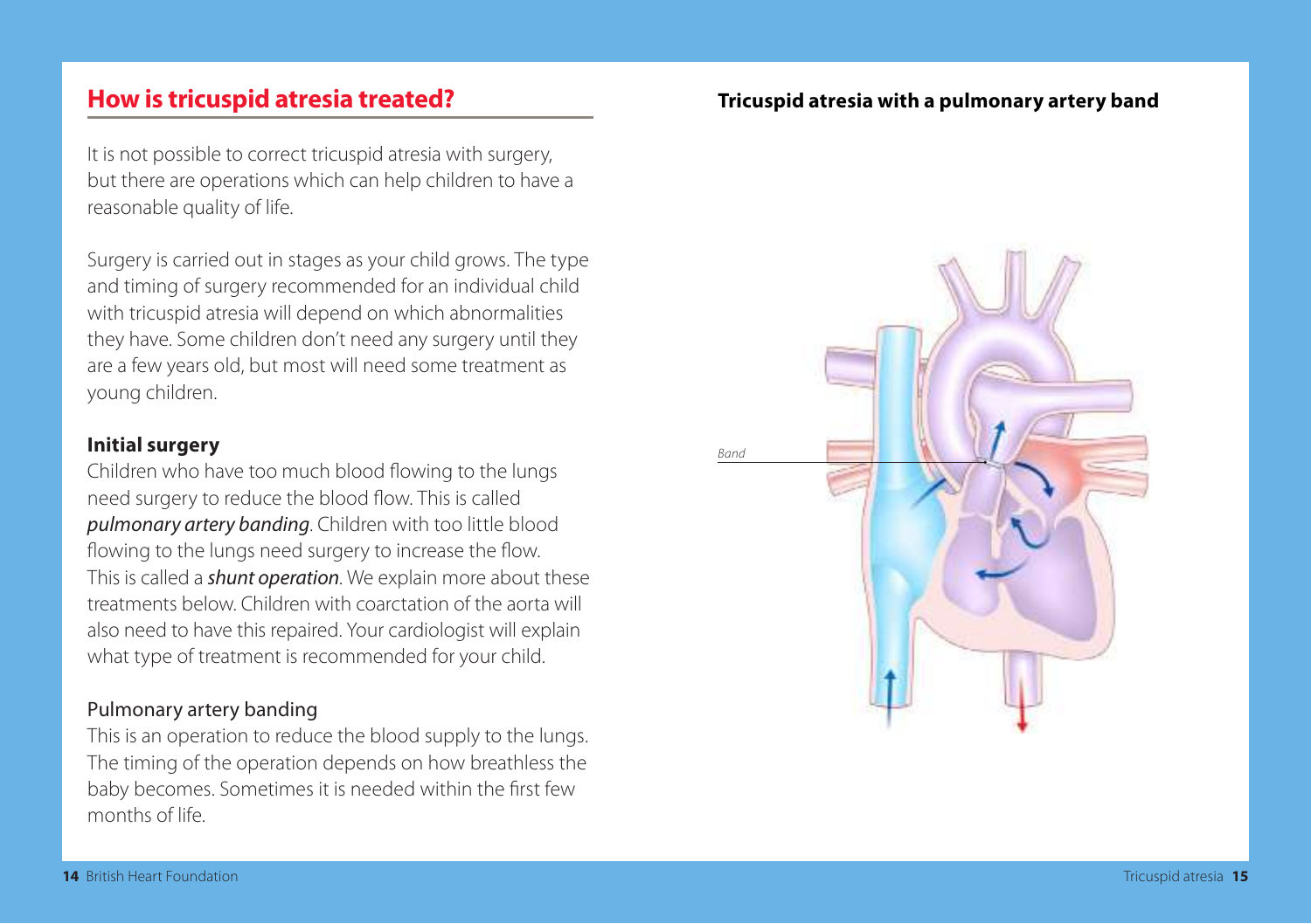## How is tricuspid atresia treated?

It is not possible to correct tricuspid atresia with surgery, but there are operations which can help children to have a reasonable quality of life.

Surgery is carried out in stages as your child grows. The type and timing of surgery recommended for an individual child with tricuspid atresia will depend on which abnormalities they have. Some children don't need any surgery until they are a few years old, but most will need some treatment as young children.

### Initial surgery

Children who have too much blood flowing to the lungs need surgery to reduce the blood flow. This is called ***pulmonary artery banding***. Children with too little blood flowing to the lungs need surgery to increase the flow. This is called a ***shunt operation***. We explain more about these treatments below. Children with coarctation of the aorta will also need to have this repaired. Your cardiologist will explain what type of treatment is recommended for your child.

#### Pulmonary artery banding

This is an operation to reduce the blood supply to the lungs. The timing of the operation depends on how breathless the baby becomes. Sometimes it is needed within the first few months of life.

**Tricuspid atresia with a pulmonary artery band**

*Band*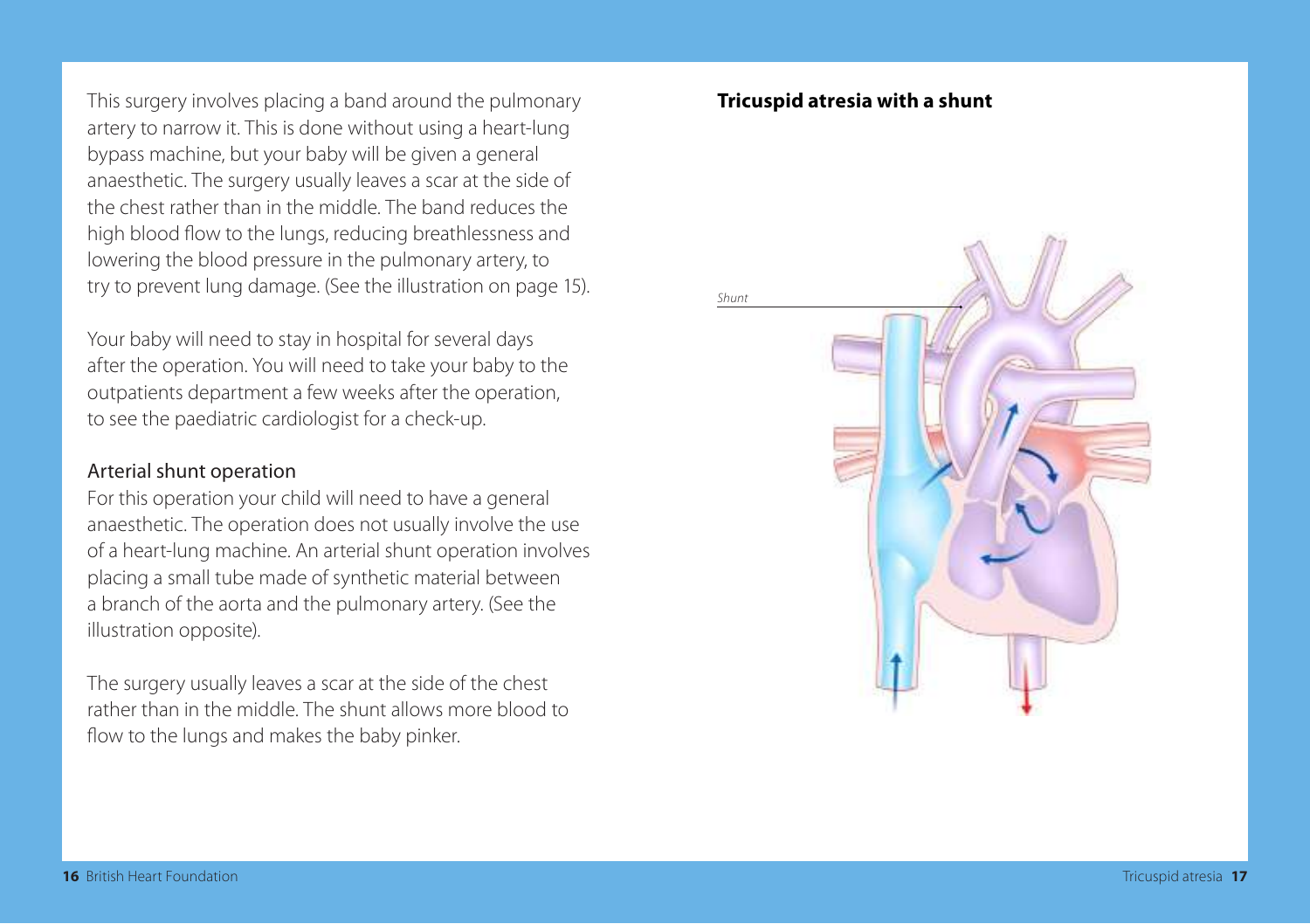This surgery involves placing a band around the pulmonary artery to narrow it. This is done without using a heart-lung bypass machine, but your baby will be given a general anaesthetic. The surgery usually leaves a scar at the side of the chest rather than in the middle. The band reduces the high blood flow to the lungs, reducing breathlessness and lowering the blood pressure in the pulmonary artery, to try to prevent lung damage. (See the illustration on page 15).

Your baby will need to stay in hospital for several days after the operation. You will need to take your baby to the outpatients department a few weeks after the operation, to see the paediatric cardiologist for a check-up.

### Arterial shunt operation

For this operation your child will need to have a general anaesthetic. The operation does not usually involve the use of a heart-lung machine. An arterial shunt operation involves placing a small tube made of synthetic material between a branch of the aorta and the pulmonary artery. (See the illustration opposite).

The surgery usually leaves a scar at the side of the chest rather than in the middle. The shunt allows more blood to flow to the lungs and makes the baby pinker.

**Tricuspid atresia with a shunt**

*Shunt*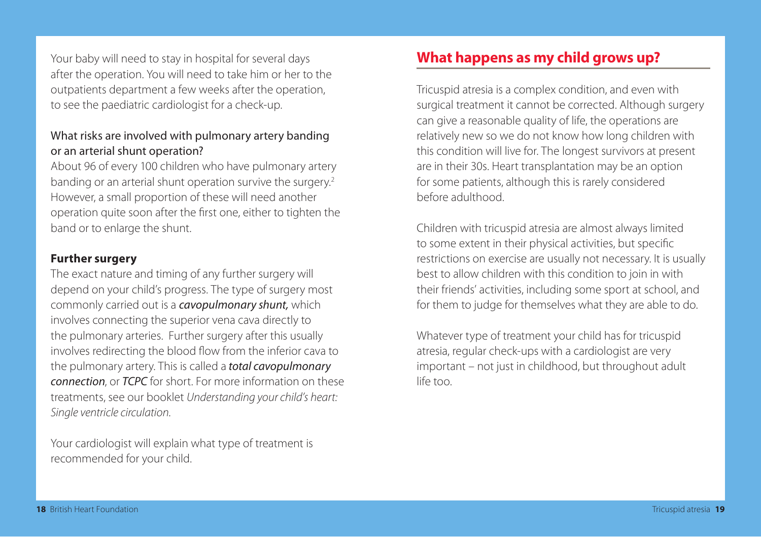Your baby will need to stay in hospital for several days after the operation. You will need to take him or her to the outpatients department a few weeks after the operation, to see the paediatric cardiologist for a check-up.

### What risks are involved with pulmonary artery banding or an arterial shunt operation?

About 96 of every 100 children who have pulmonary artery banding or an arterial shunt operation survive the surgery.[2] However, a small proportion of these will need another operation quite soon after the first one, either to tighten the band or to enlarge the shunt.

### Further surgery

The exact nature and timing of any further surgery will depend on your child's progress. The type of surgery most commonly carried out is a ***cavopulmonary shunt,*** which involves connecting the superior vena cava directly to the pulmonary arteries. Further surgery after this usually involves redirecting the blood flow from the inferior cava to the pulmonary artery. This is called a ***total cavopulmonary connection***, or ***TCPC*** for short. For more information on these treatments, see our booklet *Understanding your child's heart: Single ventricle circulation.*

Your cardiologist will explain what type of treatment is recommended for your child.

## What happens as my child grows up?

Tricuspid atresia is a complex condition, and even with surgical treatment it cannot be corrected. Although surgery can give a reasonable quality of life, the operations are relatively new so we do not know how long children with this condition will live for. The longest survivors at present are in their 30s. Heart transplantation may be an option for some patients, although this is rarely considered before adulthood.

Children with tricuspid atresia are almost always limited to some extent in their physical activities, but specific restrictions on exercise are usually not necessary. It is usually best to allow children with this condition to join in with their friends' activities, including some sport at school, and for them to judge for themselves what they are able to do.

Whatever type of treatment your child has for tricuspid atresia, regular check-ups with a cardiologist are very important – not just in childhood, but throughout adult life too.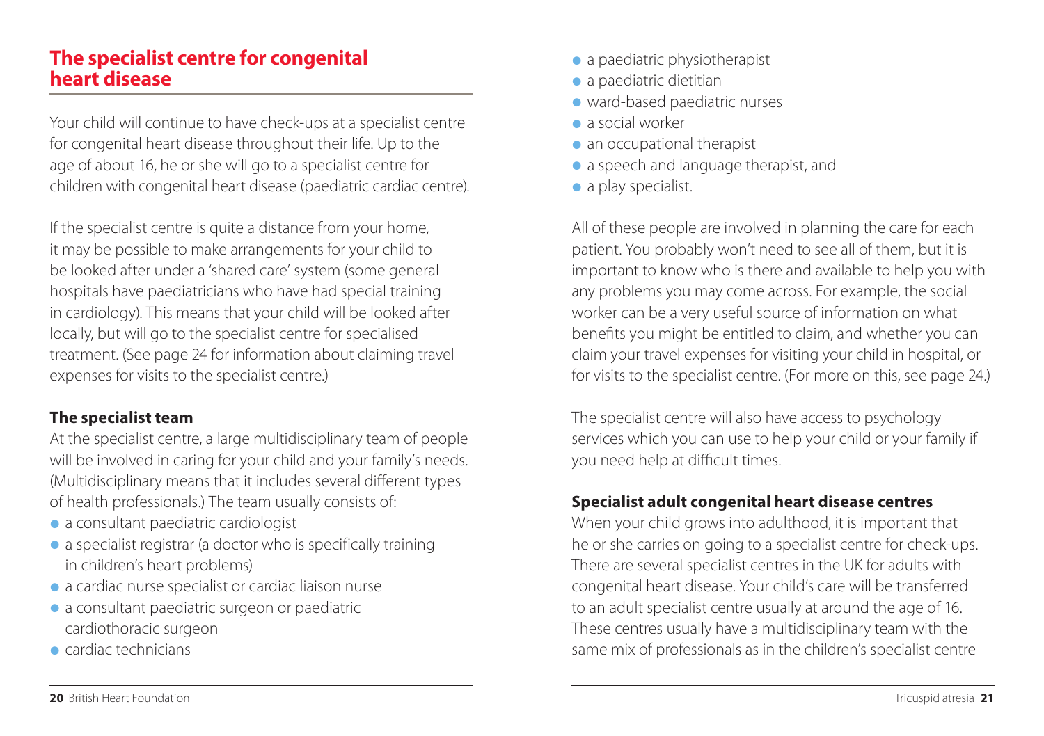## The specialist centre for congenital heart disease

Your child will continue to have check-ups at a specialist centre for congenital heart disease throughout their life. Up to the age of about 16, he or she will go to a specialist centre for children with congenital heart disease (paediatric cardiac centre).

If the specialist centre is quite a distance from your home, it may be possible to make arrangements for your child to be looked after under a 'shared care' system (some general hospitals have paediatricians who have had special training in cardiology). This means that your child will be looked after locally, but will go to the specialist centre for specialised treatment. (See page 24 for information about claiming travel expenses for visits to the specialist centre.)

### The specialist team

At the specialist centre, a large multidisciplinary team of people will be involved in caring for your child and your family's needs. (Multidisciplinary means that it includes several different types of health professionals.) The team usually consists of:

- a consultant paediatric cardiologist
- a specialist registrar (a doctor who is specifically training in children's heart problems)
- a cardiac nurse specialist or cardiac liaison nurse
- a consultant paediatric surgeon or paediatric cardiothoracic surgeon
- cardiac technicians
- a paediatric physiotherapist
- a paediatric dietitian
- ward-based paediatric nurses
- a social worker
- an occupational therapist
- a speech and language therapist, and
- a play specialist.

All of these people are involved in planning the care for each patient. You probably won't need to see all of them, but it is important to know who is there and available to help you with any problems you may come across. For example, the social worker can be a very useful source of information on what benefits you might be entitled to claim, and whether you can claim your travel expenses for visiting your child in hospital, or for visits to the specialist centre. (For more on this, see page 24.)

The specialist centre will also have access to psychology services which you can use to help your child or your family if you need help at difficult times.

### Specialist adult congenital heart disease centres

When your child grows into adulthood, it is important that he or she carries on going to a specialist centre for check-ups. There are several specialist centres in the UK for adults with congenital heart disease. Your child's care will be transferred to an adult specialist centre usually at around the age of 16. These centres usually have a multidisciplinary team with the same mix of professionals as in the children's specialist centre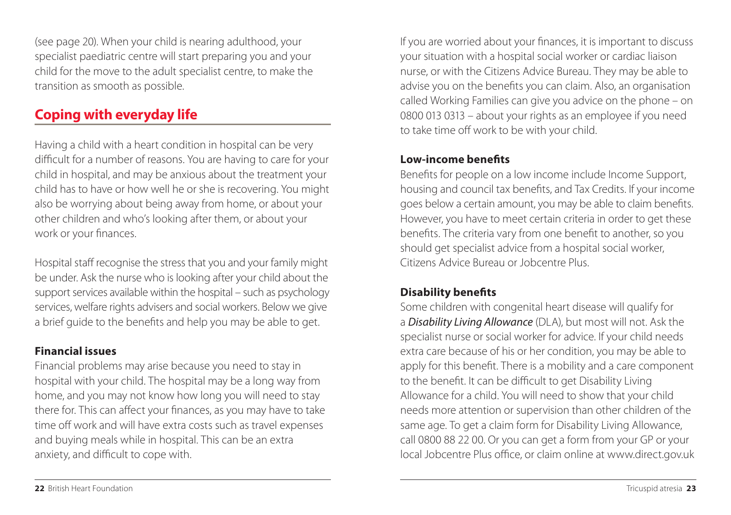(see page 20). When your child is nearing adulthood, your specialist paediatric centre will start preparing you and your child for the move to the adult specialist centre, to make the transition as smooth as possible.

## Coping with everyday life

Having a child with a heart condition in hospital can be very difficult for a number of reasons. You are having to care for your child in hospital, and may be anxious about the treatment your child has to have or how well he or she is recovering. You might also be worrying about being away from home, or about your other children and who's looking after them, or about your work or your finances.

Hospital staff recognise the stress that you and your family might be under. Ask the nurse who is looking after your child about the support services available within the hospital – such as psychology services, welfare rights advisers and social workers. Below we give a brief guide to the benefits and help you may be able to get.

### Financial issues

Financial problems may arise because you need to stay in hospital with your child. The hospital may be a long way from home, and you may not know how long you will need to stay there for. This can affect your finances, as you may have to take time off work and will have extra costs such as travel expenses and buying meals while in hospital. This can be an extra anxiety, and difficult to cope with.

If you are worried about your finances, it is important to discuss your situation with a hospital social worker or cardiac liaison nurse, or with the Citizens Advice Bureau. They may be able to advise you on the benefits you can claim. Also, an organisation called Working Families can give you advice on the phone – on 0800 013 0313 – about your rights as an employee if you need to take time off work to be with your child.

### Low-income benefits

Benefits for people on a low income include Income Support, housing and council tax benefits, and Tax Credits. If your income goes below a certain amount, you may be able to claim benefits. However, you have to meet certain criteria in order to get these benefits. The criteria vary from one benefit to another, so you should get specialist advice from a hospital social worker, Citizens Advice Bureau or Jobcentre Plus.

### Disability benefits

Some children with congenital heart disease will qualify for a *Disability Living Allowance* (DLA), but most will not. Ask the specialist nurse or social worker for advice. If your child needs extra care because of his or her condition, you may be able to apply for this benefit. There is a mobility and a care component to the benefit. It can be difficult to get Disability Living Allowance for a child. You will need to show that your child needs more attention or supervision than other children of the same age. To get a claim form for Disability Living Allowance, call 0800 88 22 00. Or you can get a form from your GP or your local Jobcentre Plus office, or claim online at www.direct.gov.uk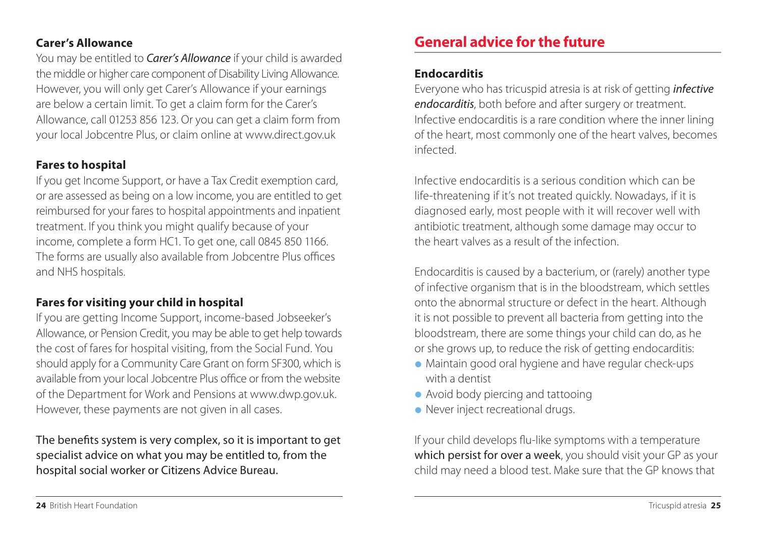### Carer's Allowance

You may be entitled to ***Carer's Allowance*** if your child is awarded the middle or higher care component of Disability Living Allowance. However, you will only get Carer's Allowance if your earnings are below a certain limit. To get a claim form for the Carer's Allowance, call 01253 856 123. Or you can get a claim form from your local Jobcentre Plus, or claim online at www.direct.gov.uk

### Fares to hospital

If you get Income Support, or have a Tax Credit exemption card, or are assessed as being on a low income, you are entitled to get reimbursed for your fares to hospital appointments and inpatient treatment. If you think you might qualify because of your income, complete a form HC1. To get one, call 0845 850 1166. The forms are usually also available from Jobcentre Plus offices and NHS hospitals.

### Fares for visiting your child in hospital

If you are getting Income Support, income-based Jobseeker's Allowance, or Pension Credit, you may be able to get help towards the cost of fares for hospital visiting, from the Social Fund. You should apply for a Community Care Grant on form SF300, which is available from your local Jobcentre Plus office or from the website of the Department for Work and Pensions at www.dwp.gov.uk. However, these payments are not given in all cases.

The benefits system is very complex, so it is important to get specialist advice on what you may be entitled to, from the hospital social worker or Citizens Advice Bureau.

## General advice for the future

### Endocarditis

Everyone who has tricuspid atresia is at risk of getting ***infective endocarditis***, both before and after surgery or treatment. Infective endocarditis is a rare condition where the inner lining of the heart, most commonly one of the heart valves, becomes infected.

Infective endocarditis is a serious condition which can be life-threatening if it's not treated quickly. Nowadays, if it is diagnosed early, most people with it will recover well with antibiotic treatment, although some damage may occur to the heart valves as a result of the infection.

Endocarditis is caused by a bacterium, or (rarely) another type of infective organism that is in the bloodstream, which settles onto the abnormal structure or defect in the heart. Although it is not possible to prevent all bacteria from getting into the bloodstream, there are some things your child can do, as he or she grows up, to reduce the risk of getting endocarditis:

- Maintain good oral hygiene and have regular check-ups with a dentist
- Avoid body piercing and tattooing
- Never inject recreational drugs.

If your child develops flu-like symptoms with a temperature which persist for over a week, you should visit your GP as your child may need a blood test. Make sure that the GP knows that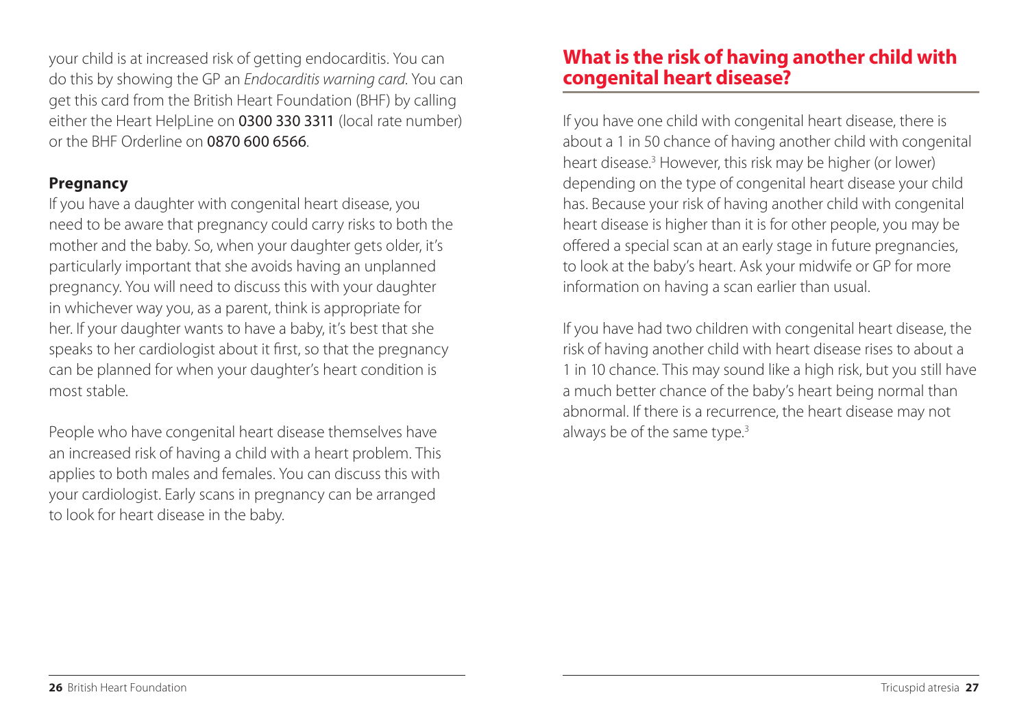your child is at increased risk of getting endocarditis. You can do this by showing the GP an *Endocarditis warning card*. You can get this card from the British Heart Foundation (BHF) by calling either the Heart HelpLine on 0300 330 3311 (local rate number) or the BHF Orderline on 0870 600 6566.

### Pregnancy

If you have a daughter with congenital heart disease, you need to be aware that pregnancy could carry risks to both the mother and the baby. So, when your daughter gets older, it's particularly important that she avoids having an unplanned pregnancy. You will need to discuss this with your daughter in whichever way you, as a parent, think is appropriate for her. If your daughter wants to have a baby, it's best that she speaks to her cardiologist about it first, so that the pregnancy can be planned for when your daughter's heart condition is most stable.

People who have congenital heart disease themselves have an increased risk of having a child with a heart problem. This applies to both males and females. You can discuss this with your cardiologist. Early scans in pregnancy can be arranged to look for heart disease in the baby.

## What is the risk of having another child with congenital heart disease?

If you have one child with congenital heart disease, there is about a 1 in 50 chance of having another child with congenital heart disease.[3] However, this risk may be higher (or lower) depending on the type of congenital heart disease your child has. Because your risk of having another child with congenital heart disease is higher than it is for other people, you may be offered a special scan at an early stage in future pregnancies, to look at the baby's heart. Ask your midwife or GP for more information on having a scan earlier than usual.

If you have had two children with congenital heart disease, the risk of having another child with heart disease rises to about a 1 in 10 chance. This may sound like a high risk, but you still have a much better chance of the baby's heart being normal than abnormal. If there is a recurrence, the heart disease may not always be of the same type.[3]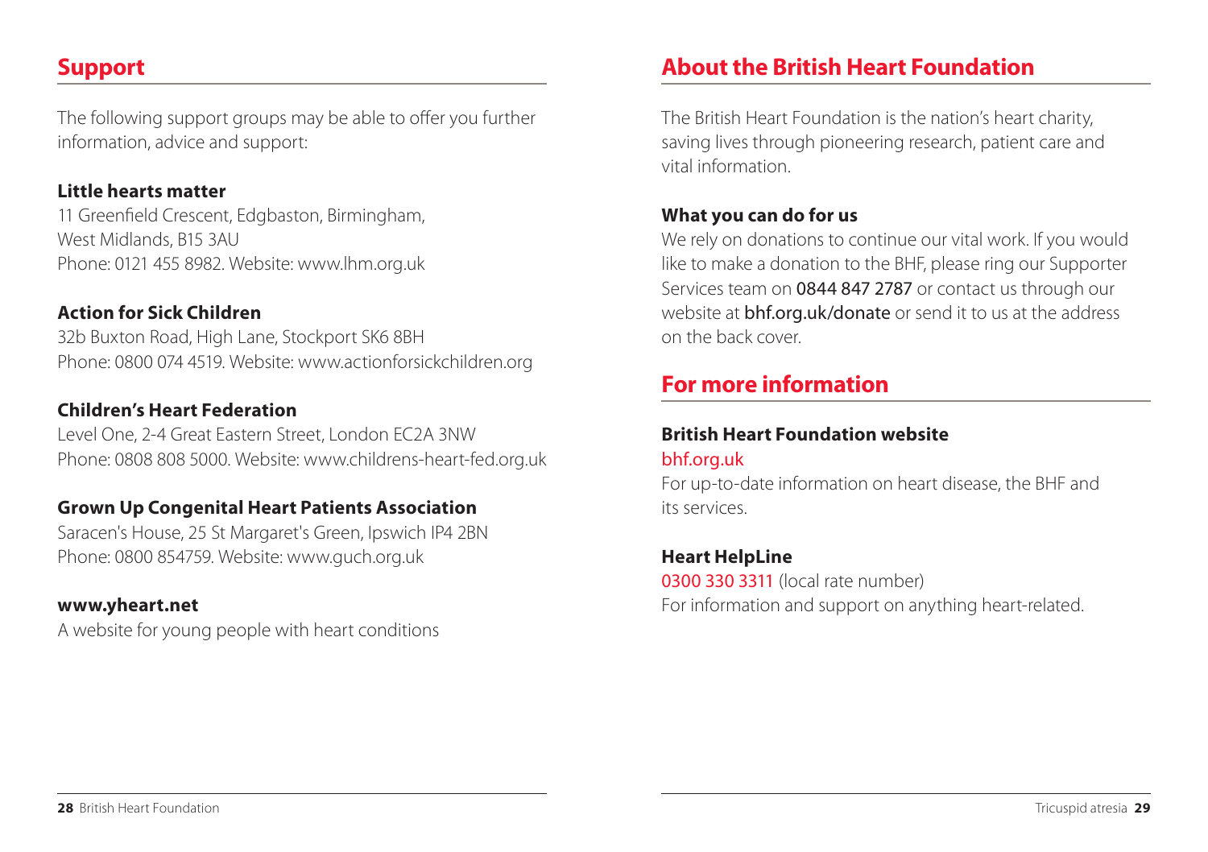## Support

The following support groups may be able to offer you further information, advice and support:

**Little hearts matter**
11 Greenfield Crescent, Edgbaston, Birmingham, West Midlands, B15 3AU
Phone: 0121 455 8982. Website: www.lhm.org.uk

**Action for Sick Children**
32b Buxton Road, High Lane, Stockport SK6 8BH
Phone: 0800 074 4519. Website: www.actionforsickchildren.org

**Children's Heart Federation**
Level One, 2-4 Great Eastern Street, London EC2A 3NW
Phone: 0808 808 5000. Website: www.childrens-heart-fed.org.uk

**Grown Up Congenital Heart Patients Association**
Saracen's House, 25 St Margaret's Green, Ipswich IP4 2BN
Phone: 0800 854759. Website: www.guch.org.uk

**www.yheart.net**
A website for young people with heart conditions

## About the British Heart Foundation

The British Heart Foundation is the nation's heart charity, saving lives through pioneering research, patient care and vital information.

**What you can do for us**
We rely on donations to continue our vital work. If you would like to make a donation to the BHF, please ring our Supporter Services team on 0844 847 2787 or contact us through our website at bhf.org.uk/donate or send it to us at the address on the back cover.

## For more information

**British Heart Foundation website**
bhf.org.uk
For up-to-date information on heart disease, the BHF and its services.

**Heart HelpLine**
0300 330 3311 (local rate number)
For information and support on anything heart-related.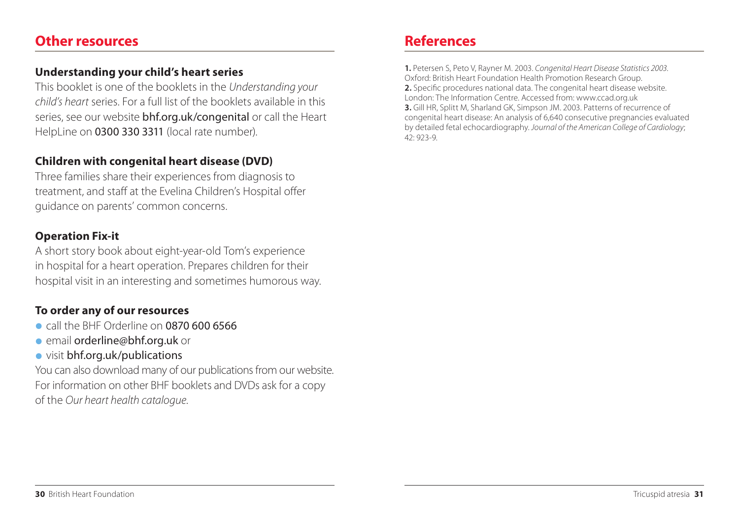## Other resources

### Understanding your child's heart series

This booklet is one of the booklets in the *Understanding your child's heart* series. For a full list of the booklets available in this series, see our website bhf.org.uk/congenital or call the Heart HelpLine on 0300 330 3311 (local rate number).

### Children with congenital heart disease (DVD)

Three families share their experiences from diagnosis to treatment, and staff at the Evelina Children's Hospital offer guidance on parents' common concerns.

### Operation Fix-it

A short story book about eight-year-old Tom's experience in hospital for a heart operation. Prepares children for their hospital visit in an interesting and sometimes humorous way.

### To order any of our resources

- call the BHF Orderline on 0870 600 6566
- email orderline@bhf.org.uk or
- visit bhf.org.uk/publications

You can also download many of our publications from our website. For information on other BHF booklets and DVDs ask for a copy of the *Our heart health catalogue*.

## References

**1.** Petersen S, Peto V, Rayner M. 2003. *Congenital Heart Disease Statistics 2003.* Oxford: British Heart Foundation Health Promotion Research Group.
**2.** Specific procedures national data. The congenital heart disease website. London: The Information Centre. Accessed from: www.ccad.org.uk
**3.** Gill HR, Splitt M, Sharland GK, Simpson JM. 2003. Patterns of recurrence of congenital heart disease: An analysis of 6,640 consecutive pregnancies evaluated by detailed fetal echocardiography. *Journal of the American College of Cardiology*; 42: 923-9.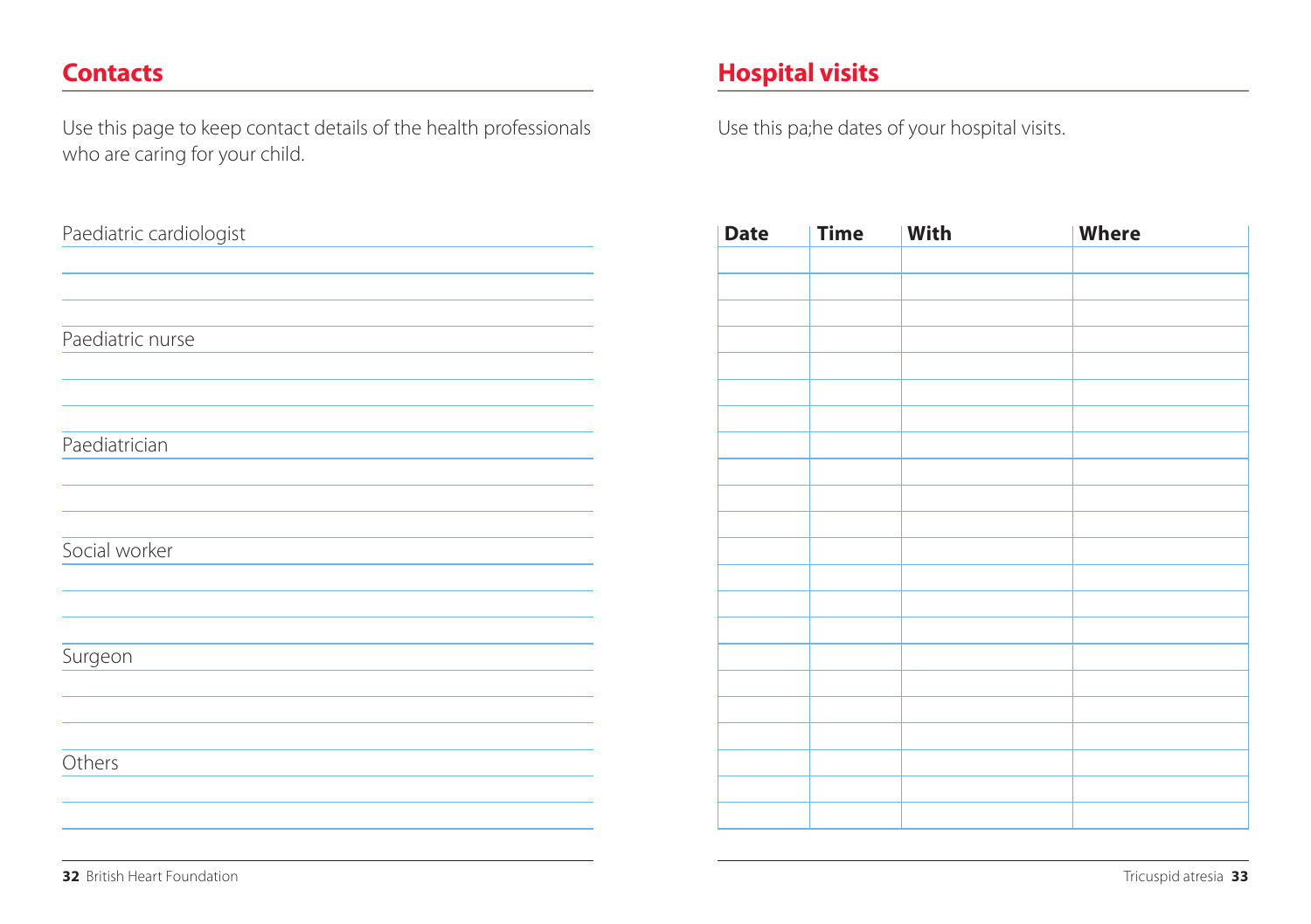## Contacts

Use this page to keep contact details of the health professionals who are caring for your child.

Paediatric cardiologist

Paediatric nurse

Paediatrician

Social worker

Surgeon

Others

## Hospital visits

Use this pa;he dates of your hospital visits.

| Date | Time | With | Where |
|---|---|---|---|
| | | | |
| | | | |
| | | | |
| | | | |
| | | | |
| | | | |
| | | | |
| | | | |
| | | | |
| | | | |
| | | | |
| | | | |
| | | | |
| | | | |
| | | | |
| | | | |
| | | | |
| | | | |
| | | | |
| | | | |
| | | | |
| | | | |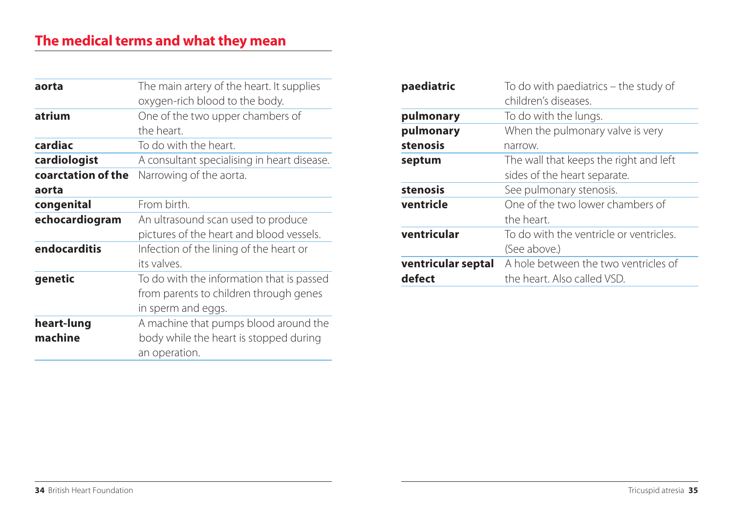## The medical terms and what they mean

| Term | Meaning |
| --- | --- |
| **aorta** | The main artery of the heart. It supplies oxygen-rich blood to the body. |
| **atrium** | One of the two upper chambers of the heart. |
| **cardiac** | To do with the heart. |
| **cardiologist** | A consultant specialising in heart disease. |
| **coarctation of the aorta** | Narrowing of the aorta. |
| **congenital** | From birth. |
| **echocardiogram** | An ultrasound scan used to produce pictures of the heart and blood vessels. |
| **endocarditis** | Infection of the lining of the heart or its valves. |
| **genetic** | To do with the information that is passed from parents to children through genes in sperm and eggs. |
| **heart-lung machine** | A machine that pumps blood around the body while the heart is stopped during an operation. |
| **paediatric** | To do with paediatrics – the study of children's diseases. |
| **pulmonary** | To do with the lungs. |
| **pulmonary stenosis** | When the pulmonary valve is very narrow. |
| **septum** | The wall that keeps the right and left sides of the heart separate. |
| **stenosis** | See pulmonary stenosis. |
| **ventricle** | One of the two lower chambers of the heart. |
| **ventricular** | To do with the ventricle or ventricles. (See above.) |
| **ventricular septal defect** | A hole between the two ventricles of the heart. Also called VSD. |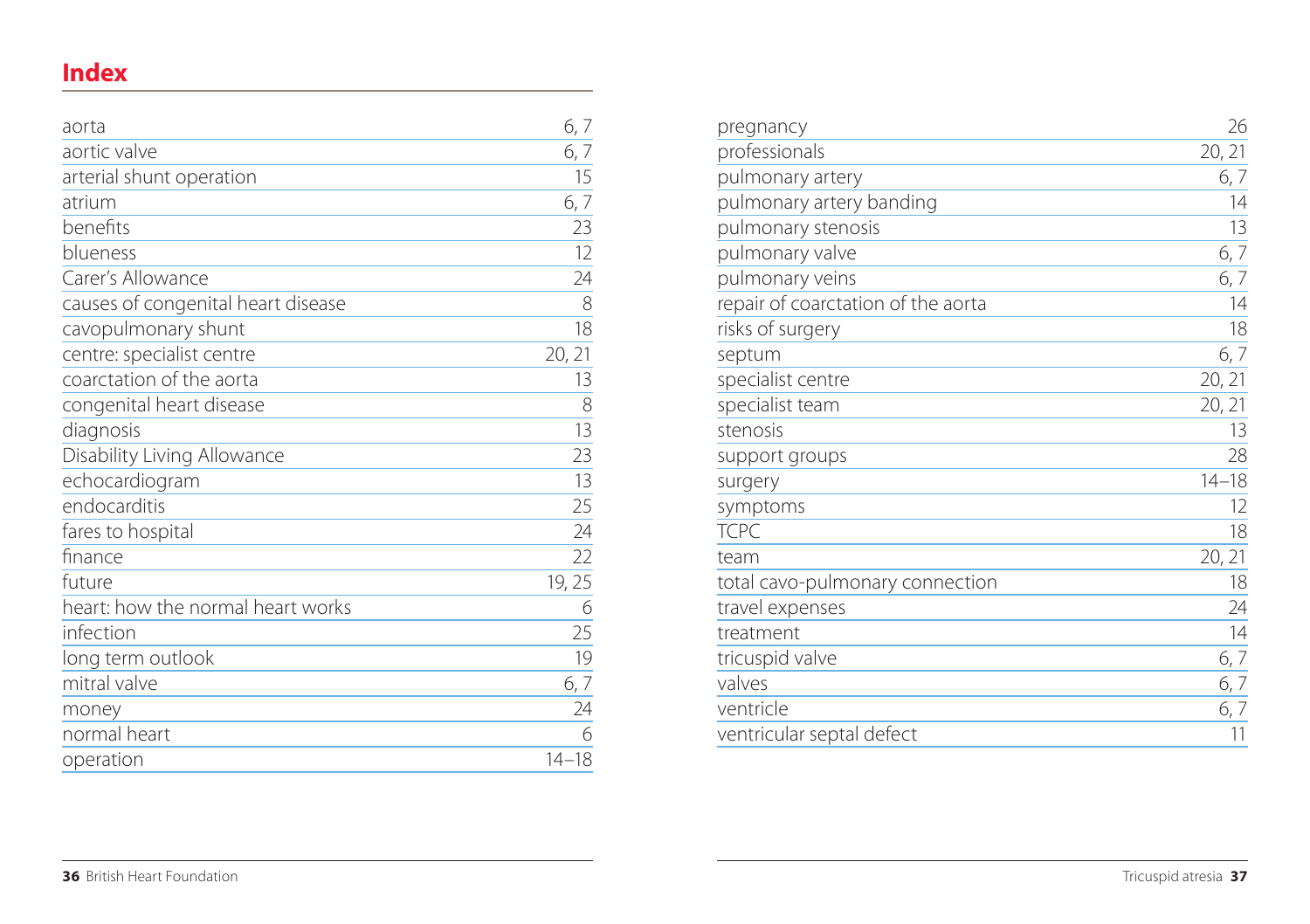# Index

| | |
|---|---|
| aorta | 6, 7 |
| aortic valve | 6, 7 |
| arterial shunt operation | 15 |
| atrium | 6, 7 |
| benefits | 23 |
| blueness | 12 |
| Carer's Allowance | 24 |
| causes of congenital heart disease | 8 |
| cavopulmonary shunt | 18 |
| centre: specialist centre | 20, 21 |
| coarctation of the aorta | 13 |
| congenital heart disease | 8 |
| diagnosis | 13 |
| Disability Living Allowance | 23 |
| echocardiogram | 13 |
| endocarditis | 25 |
| fares to hospital | 24 |
| finance | 22 |
| future | 19, 25 |
| heart: how the normal heart works | 6 |
| infection | 25 |
| long term outlook | 19 |
| mitral valve | 6, 7 |
| money | 24 |
| normal heart | 6 |
| operation | 14–18 |
| pregnancy | 26 |
| professionals | 20, 21 |
| pulmonary artery | 6, 7 |
| pulmonary artery banding | 14 |
| pulmonary stenosis | 13 |
| pulmonary valve | 6, 7 |
| pulmonary veins | 6, 7 |
| repair of coarctation of the aorta | 14 |
| risks of surgery | 18 |
| septum | 6, 7 |
| specialist centre | 20, 21 |
| specialist team | 20, 21 |
| stenosis | 13 |
| support groups | 28 |
| surgery | 14–18 |
| symptoms | 12 |
| TCPC | 18 |
| team | 20, 21 |
| total cavo-pulmonary connection | 18 |
| travel expenses | 24 |
| treatment | 14 |
| tricuspid valve | 6, 7 |
| valves | 6, 7 |
| ventricle | 6, 7 |
| ventricular septal defect | 11 |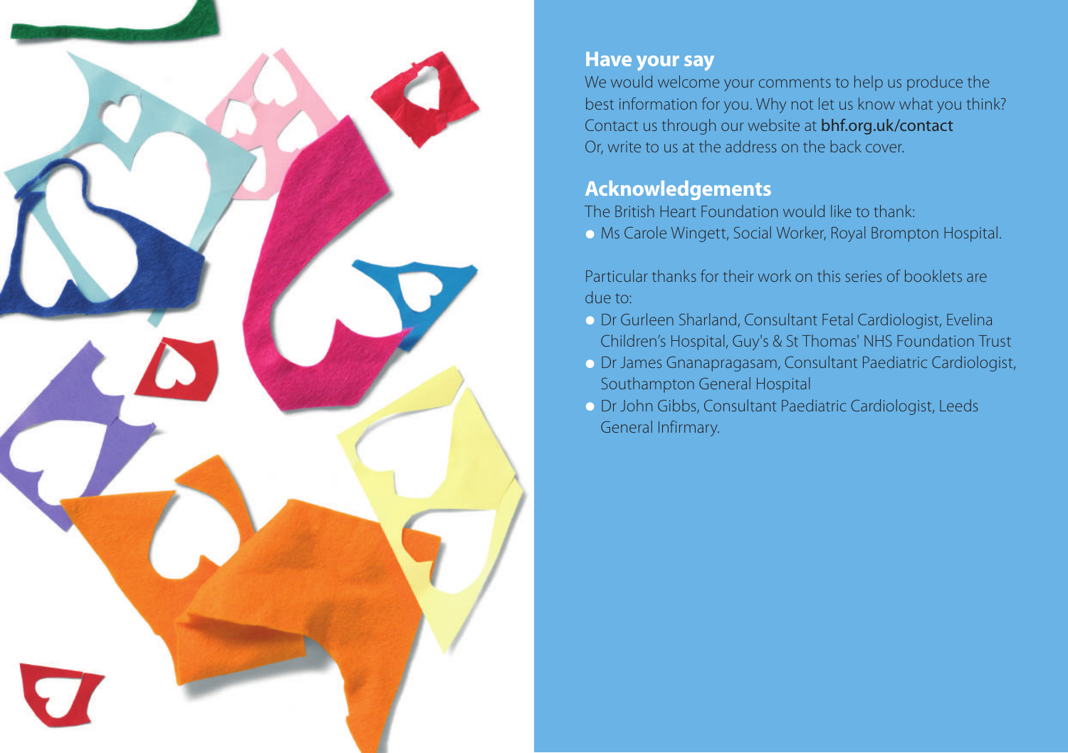## Have your say

We would welcome your comments to help us produce the best information for you. Why not let us know what you think? Contact us through our website at **bhf.org.uk/contact**
Or, write to us at the address on the back cover.

## Acknowledgements

The British Heart Foundation would like to thank:

- Ms Carole Wingett, Social Worker, Royal Brompton Hospital.

Particular thanks for their work on this series of booklets are due to:

- Dr Gurleen Sharland, Consultant Fetal Cardiologist, Evelina Children's Hospital, Guy's & St Thomas' NHS Foundation Trust
- Dr James Gnanapragasam, Consultant Paediatric Cardiologist, Southampton General Hospital
- Dr John Gibbs, Consultant Paediatric Cardiologist, Leeds General Infirmary.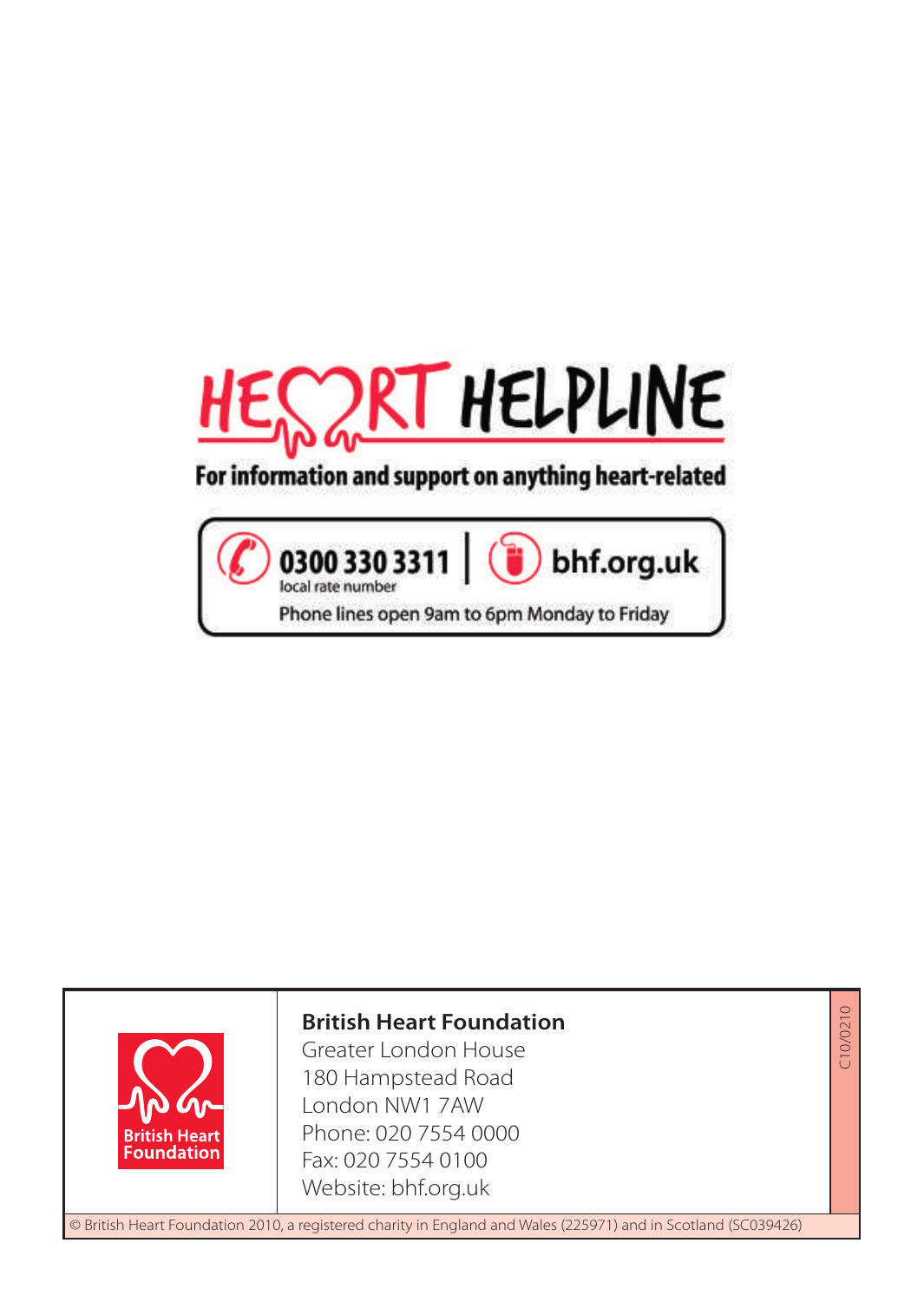# HEART HELPLINE

**For information and support on anything heart-related**

**0300 330 3311**
local rate number

**bhf.org.uk**

Phone lines open 9am to 6pm Monday to Friday

British Heart Foundation

**British Heart Foundation**
Greater London House
180 Hampstead Road
London NW1 7AW
Phone: 020 7554 0000
Fax: 020 7554 0100
Website: bhf.org.uk

C10/0210

© British Heart Foundation 2010, a registered charity in England and Wales (225971) and in Scotland (SC039426)